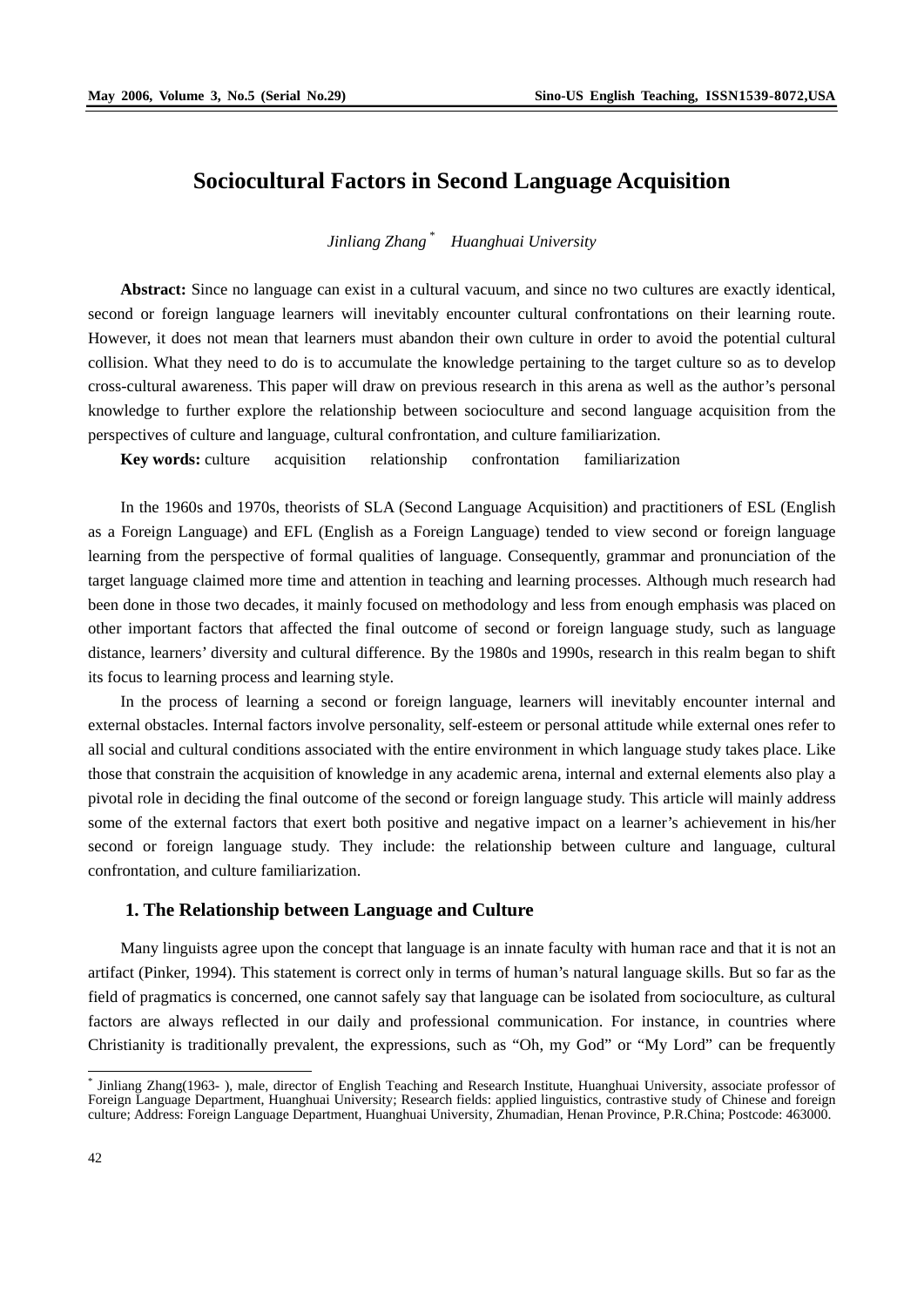# Sociocultural Factors in Second Language Acquisition

*Jinliang Zhang* [*] *Huanghuai University*

**Abstract:** Since no language can exist in a cultural vacuum, and since no two cultures are exactly identical, second or foreign language learners will inevitably encounter cultural confrontations on their learning route. However, it does not mean that learners must abandon their own culture in order to avoid the potential cultural collision. What they need to do is to accumulate the knowledge pertaining to the target culture so as to develop cross-cultural awareness. This paper will draw on previous research in this arena as well as the author's personal knowledge to further explore the relationship between socioculture and second language acquisition from the perspectives of culture and language, cultural confrontation, and culture familiarization.

**Key words:** culture acquisition relationship confrontation familiarization

In the 1960s and 1970s, theorists of SLA (Second Language Acquisition) and practitioners of ESL (English as a Foreign Language) and EFL (English as a Foreign Language) tended to view second or foreign language learning from the perspective of formal qualities of language. Consequently, grammar and pronunciation of the target language claimed more time and attention in teaching and learning processes. Although much research had been done in those two decades, it mainly focused on methodology and less from enough emphasis was placed on other important factors that affected the final outcome of second or foreign language study, such as language distance, learners' diversity and cultural difference. By the 1980s and 1990s, research in this realm began to shift its focus to learning process and learning style.

In the process of learning a second or foreign language, learners will inevitably encounter internal and external obstacles. Internal factors involve personality, self-esteem or personal attitude while external ones refer to all social and cultural conditions associated with the entire environment in which language study takes place. Like those that constrain the acquisition of knowledge in any academic arena, internal and external elements also play a pivotal role in deciding the final outcome of the second or foreign language study. This article will mainly address some of the external factors that exert both positive and negative impact on a learner's achievement in his/her second or foreign language study. They include: the relationship between culture and language, cultural confrontation, and culture familiarization.

## 1. The Relationship between Language and Culture

Many linguists agree upon the concept that language is an innate faculty with human race and that it is not an artifact (Pinker, 1994). This statement is correct only in terms of human's natural language skills. But so far as the field of pragmatics is concerned, one cannot safely say that language can be isolated from socioculture, as cultural factors are always reflected in our daily and professional communication. For instance, in countries where Christianity is traditionally prevalent, the expressions, such as "Oh, my God" or "My Lord" can be frequently

---

[*] Jinliang Zhang(1963- ), male, director of English Teaching and Research Institute, Huanghuai University, associate professor of Foreign Language Department, Huanghuai University; Research fields: applied linguistics, contrastive study of Chinese and foreign culture; Address: Foreign Language Department, Huanghuai University, Zhumadian, Henan Province, P.R.China; Postcode: 463000.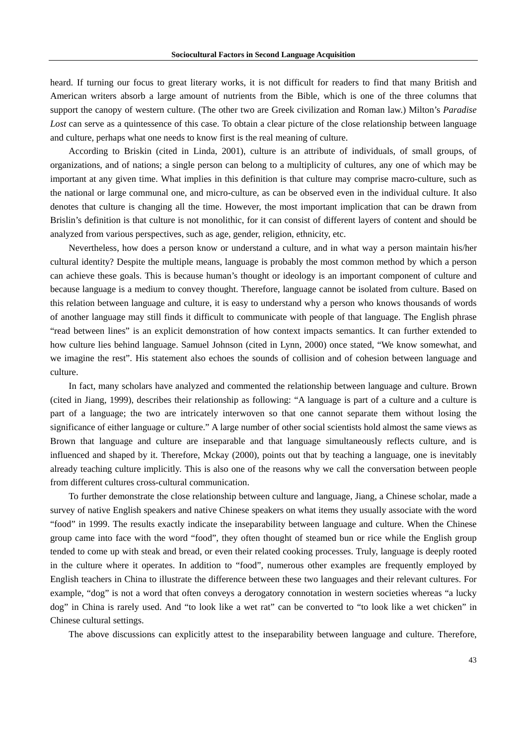heard. If turning our focus to great literary works, it is not difficult for readers to find that many British and American writers absorb a large amount of nutrients from the Bible, which is one of the three columns that support the canopy of western culture. (The other two are Greek civilization and Roman law.) Milton's *Paradise Lost* can serve as a quintessence of this case. To obtain a clear picture of the close relationship between language and culture, perhaps what one needs to know first is the real meaning of culture.

According to Briskin (cited in Linda, 2001), culture is an attribute of individuals, of small groups, of organizations, and of nations; a single person can belong to a multiplicity of cultures, any one of which may be important at any given time. What implies in this definition is that culture may comprise macro-culture, such as the national or large communal one, and micro-culture, as can be observed even in the individual culture. It also denotes that culture is changing all the time. However, the most important implication that can be drawn from Brislin's definition is that culture is not monolithic, for it can consist of different layers of content and should be analyzed from various perspectives, such as age, gender, religion, ethnicity, etc.

Nevertheless, how does a person know or understand a culture, and in what way a person maintain his/her cultural identity? Despite the multiple means, language is probably the most common method by which a person can achieve these goals. This is because human's thought or ideology is an important component of culture and because language is a medium to convey thought. Therefore, language cannot be isolated from culture. Based on this relation between language and culture, it is easy to understand why a person who knows thousands of words of another language may still finds it difficult to communicate with people of that language. The English phrase "read between lines" is an explicit demonstration of how context impacts semantics. It can further extended to how culture lies behind language. Samuel Johnson (cited in Lynn, 2000) once stated, "We know somewhat, and we imagine the rest". His statement also echoes the sounds of collision and of cohesion between language and culture.

In fact, many scholars have analyzed and commented the relationship between language and culture. Brown (cited in Jiang, 1999), describes their relationship as following: "A language is part of a culture and a culture is part of a language; the two are intricately interwoven so that one cannot separate them without losing the significance of either language or culture." A large number of other social scientists hold almost the same views as Brown that language and culture are inseparable and that language simultaneously reflects culture, and is influenced and shaped by it. Therefore, Mckay (2000), points out that by teaching a language, one is inevitably already teaching culture implicitly. This is also one of the reasons why we call the conversation between people from different cultures cross-cultural communication.

To further demonstrate the close relationship between culture and language, Jiang, a Chinese scholar, made a survey of native English speakers and native Chinese speakers on what items they usually associate with the word "food" in 1999. The results exactly indicate the inseparability between language and culture. When the Chinese group came into face with the word "food", they often thought of steamed bun or rice while the English group tended to come up with steak and bread, or even their related cooking processes. Truly, language is deeply rooted in the culture where it operates. In addition to "food", numerous other examples are frequently employed by English teachers in China to illustrate the difference between these two languages and their relevant cultures. For example, "dog" is not a word that often conveys a derogatory connotation in western societies whereas "a lucky dog" in China is rarely used. And "to look like a wet rat" can be converted to "to look like a wet chicken" in Chinese cultural settings.

The above discussions can explicitly attest to the inseparability between language and culture. Therefore,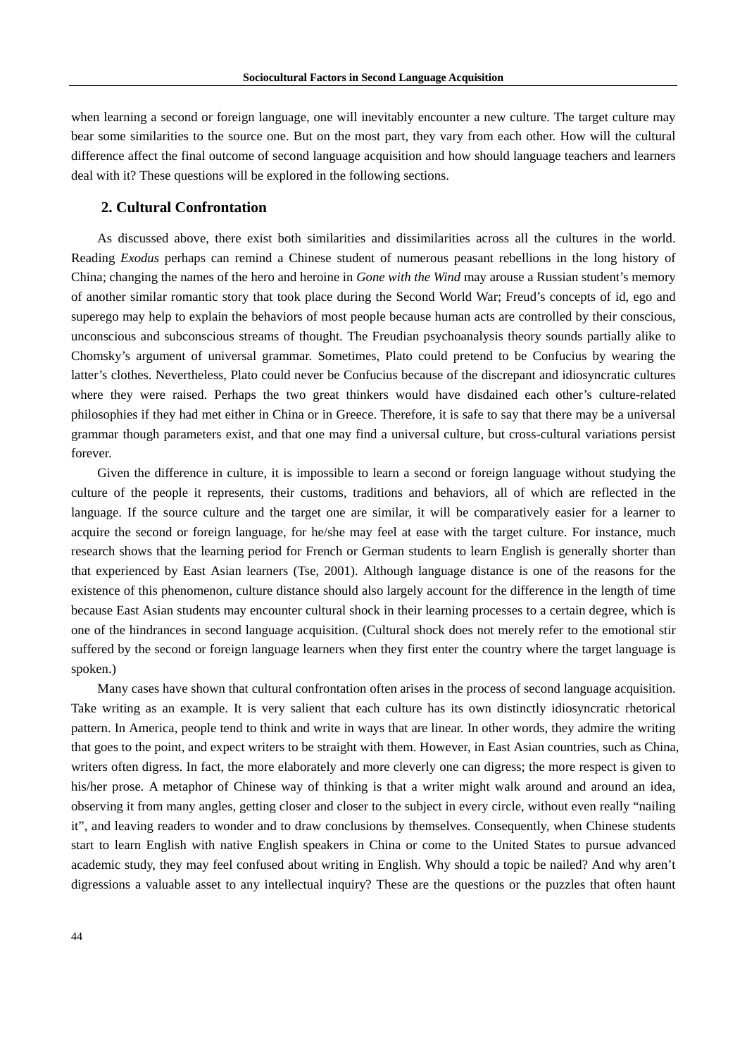when learning a second or foreign language, one will inevitably encounter a new culture. The target culture may bear some similarities to the source one. But on the most part, they vary from each other. How will the cultural difference affect the final outcome of second language acquisition and how should language teachers and learners deal with it? These questions will be explored in the following sections.

## 2. Cultural Confrontation

As discussed above, there exist both similarities and dissimilarities across all the cultures in the world. Reading *Exodus* perhaps can remind a Chinese student of numerous peasant rebellions in the long history of China; changing the names of the hero and heroine in *Gone with the Wind* may arouse a Russian student's memory of another similar romantic story that took place during the Second World War; Freud's concepts of id, ego and superego may help to explain the behaviors of most people because human acts are controlled by their conscious, unconscious and subconscious streams of thought. The Freudian psychoanalysis theory sounds partially alike to Chomsky's argument of universal grammar. Sometimes, Plato could pretend to be Confucius by wearing the latter's clothes. Nevertheless, Plato could never be Confucius because of the discrepant and idiosyncratic cultures where they were raised. Perhaps the two great thinkers would have disdained each other's culture-related philosophies if they had met either in China or in Greece. Therefore, it is safe to say that there may be a universal grammar though parameters exist, and that one may find a universal culture, but cross-cultural variations persist forever.

Given the difference in culture, it is impossible to learn a second or foreign language without studying the culture of the people it represents, their customs, traditions and behaviors, all of which are reflected in the language. If the source culture and the target one are similar, it will be comparatively easier for a learner to acquire the second or foreign language, for he/she may feel at ease with the target culture. For instance, much research shows that the learning period for French or German students to learn English is generally shorter than that experienced by East Asian learners (Tse, 2001). Although language distance is one of the reasons for the existence of this phenomenon, culture distance should also largely account for the difference in the length of time because East Asian students may encounter cultural shock in their learning processes to a certain degree, which is one of the hindrances in second language acquisition. (Cultural shock does not merely refer to the emotional stir suffered by the second or foreign language learners when they first enter the country where the target language is spoken.)

Many cases have shown that cultural confrontation often arises in the process of second language acquisition. Take writing as an example. It is very salient that each culture has its own distinctly idiosyncratic rhetorical pattern. In America, people tend to think and write in ways that are linear. In other words, they admire the writing that goes to the point, and expect writers to be straight with them. However, in East Asian countries, such as China, writers often digress. In fact, the more elaborately and more cleverly one can digress; the more respect is given to his/her prose. A metaphor of Chinese way of thinking is that a writer might walk around and around an idea, observing it from many angles, getting closer and closer to the subject in every circle, without even really "nailing it", and leaving readers to wonder and to draw conclusions by themselves. Consequently, when Chinese students start to learn English with native English speakers in China or come to the United States to pursue advanced academic study, they may feel confused about writing in English. Why should a topic be nailed? And why aren't digressions a valuable asset to any intellectual inquiry? These are the questions or the puzzles that often haunt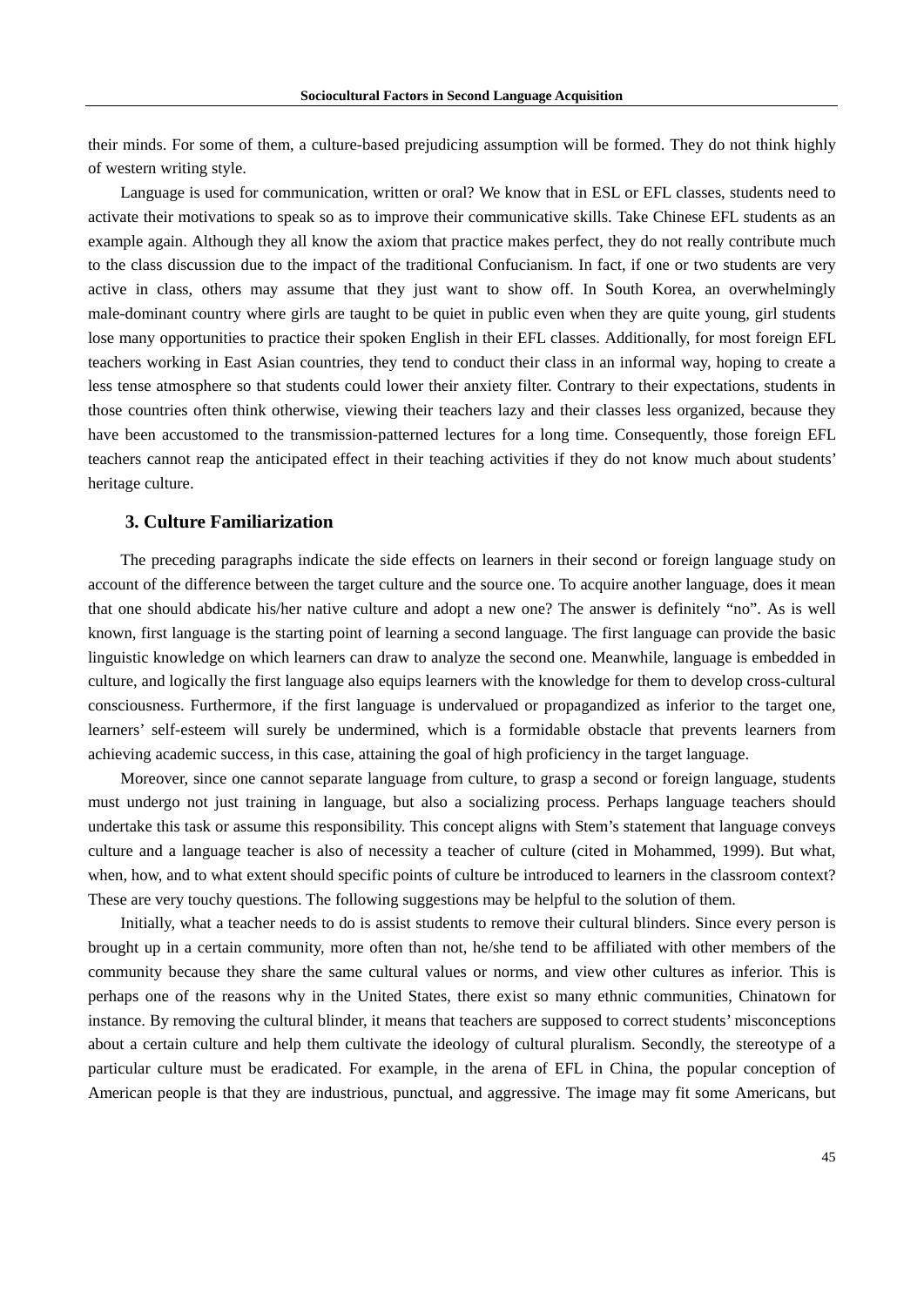their minds. For some of them, a culture-based prejudicing assumption will be formed. They do not think highly of western writing style.

Language is used for communication, written or oral? We know that in ESL or EFL classes, students need to activate their motivations to speak so as to improve their communicative skills. Take Chinese EFL students as an example again. Although they all know the axiom that practice makes perfect, they do not really contribute much to the class discussion due to the impact of the traditional Confucianism. In fact, if one or two students are very active in class, others may assume that they just want to show off. In South Korea, an overwhelmingly male-dominant country where girls are taught to be quiet in public even when they are quite young, girl students lose many opportunities to practice their spoken English in their EFL classes. Additionally, for most foreign EFL teachers working in East Asian countries, they tend to conduct their class in an informal way, hoping to create a less tense atmosphere so that students could lower their anxiety filter. Contrary to their expectations, students in those countries often think otherwise, viewing their teachers lazy and their classes less organized, because they have been accustomed to the transmission-patterned lectures for a long time. Consequently, those foreign EFL teachers cannot reap the anticipated effect in their teaching activities if they do not know much about students' heritage culture.

## 3. Culture Familiarization

The preceding paragraphs indicate the side effects on learners in their second or foreign language study on account of the difference between the target culture and the source one. To acquire another language, does it mean that one should abdicate his/her native culture and adopt a new one? The answer is definitely "no". As is well known, first language is the starting point of learning a second language. The first language can provide the basic linguistic knowledge on which learners can draw to analyze the second one. Meanwhile, language is embedded in culture, and logically the first language also equips learners with the knowledge for them to develop cross-cultural consciousness. Furthermore, if the first language is undervalued or propagandized as inferior to the target one, learners' self-esteem will surely be undermined, which is a formidable obstacle that prevents learners from achieving academic success, in this case, attaining the goal of high proficiency in the target language.

Moreover, since one cannot separate language from culture, to grasp a second or foreign language, students must undergo not just training in language, but also a socializing process. Perhaps language teachers should undertake this task or assume this responsibility. This concept aligns with Stem's statement that language conveys culture and a language teacher is also of necessity a teacher of culture (cited in Mohammed, 1999). But what, when, how, and to what extent should specific points of culture be introduced to learners in the classroom context? These are very touchy questions. The following suggestions may be helpful to the solution of them.

Initially, what a teacher needs to do is assist students to remove their cultural blinders. Since every person is brought up in a certain community, more often than not, he/she tend to be affiliated with other members of the community because they share the same cultural values or norms, and view other cultures as inferior. This is perhaps one of the reasons why in the United States, there exist so many ethnic communities, Chinatown for instance. By removing the cultural blinder, it means that teachers are supposed to correct students' misconceptions about a certain culture and help them cultivate the ideology of cultural pluralism. Secondly, the stereotype of a particular culture must be eradicated. For example, in the arena of EFL in China, the popular conception of American people is that they are industrious, punctual, and aggressive. The image may fit some Americans, but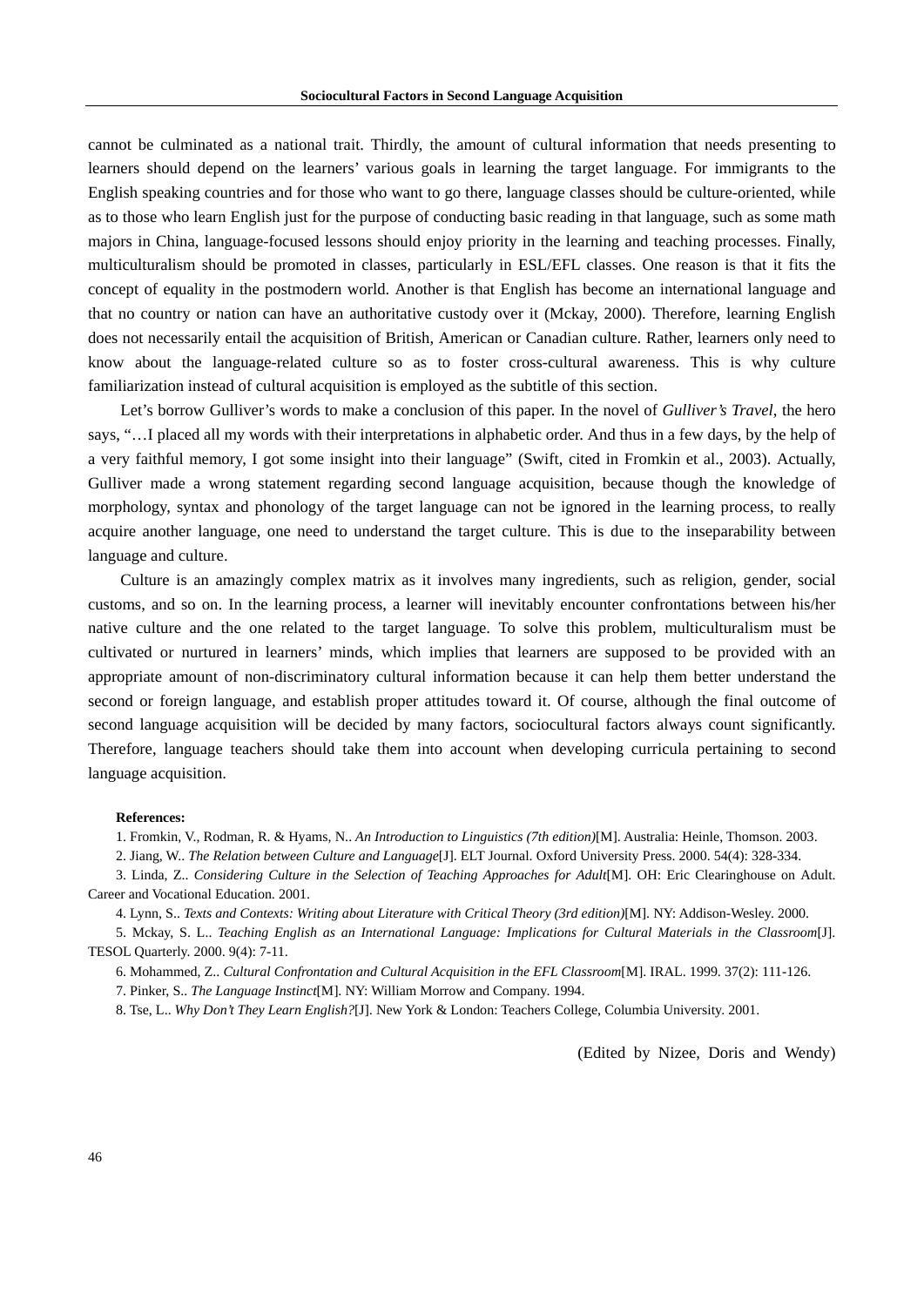cannot be culminated as a national trait. Thirdly, the amount of cultural information that needs presenting to learners should depend on the learners' various goals in learning the target language. For immigrants to the English speaking countries and for those who want to go there, language classes should be culture-oriented, while as to those who learn English just for the purpose of conducting basic reading in that language, such as some math majors in China, language-focused lessons should enjoy priority in the learning and teaching processes. Finally, multiculturalism should be promoted in classes, particularly in ESL/EFL classes. One reason is that it fits the concept of equality in the postmodern world. Another is that English has become an international language and that no country or nation can have an authoritative custody over it (Mckay, 2000). Therefore, learning English does not necessarily entail the acquisition of British, American or Canadian culture. Rather, learners only need to know about the language-related culture so as to foster cross-cultural awareness. This is why culture familiarization instead of cultural acquisition is employed as the subtitle of this section.

Let's borrow Gulliver's words to make a conclusion of this paper. In the novel of *Gulliver's Travel*, the hero says, "…I placed all my words with their interpretations in alphabetic order. And thus in a few days, by the help of a very faithful memory, I got some insight into their language" (Swift, cited in Fromkin et al., 2003). Actually, Gulliver made a wrong statement regarding second language acquisition, because though the knowledge of morphology, syntax and phonology of the target language can not be ignored in the learning process, to really acquire another language, one need to understand the target culture. This is due to the inseparability between language and culture.

Culture is an amazingly complex matrix as it involves many ingredients, such as religion, gender, social customs, and so on. In the learning process, a learner will inevitably encounter confrontations between his/her native culture and the one related to the target language. To solve this problem, multiculturalism must be cultivated or nurtured in learners' minds, which implies that learners are supposed to be provided with an appropriate amount of non-discriminatory cultural information because it can help them better understand the second or foreign language, and establish proper attitudes toward it. Of course, although the final outcome of second language acquisition will be decided by many factors, sociocultural factors always count significantly. Therefore, language teachers should take them into account when developing curricula pertaining to second language acquisition.

**References:**

1. Fromkin, V., Rodman, R. & Hyams, N.. *An Introduction to Linguistics (7th edition)*[M]. Australia: Heinle, Thomson. 2003.
2. Jiang, W.. *The Relation between Culture and Language*[J]. ELT Journal. Oxford University Press. 2000. 54(4): 328-334.
3. Linda, Z.. *Considering Culture in the Selection of Teaching Approaches for Adult*[M]. OH: Eric Clearinghouse on Adult. Career and Vocational Education. 2001.
4. Lynn, S.. *Texts and Contexts: Writing about Literature with Critical Theory (3rd edition)*[M]. NY: Addison-Wesley. 2000.
5. Mckay, S. L.. *Teaching English as an International Language: Implications for Cultural Materials in the Classroom*[J]. TESOL Quarterly. 2000. 9(4): 7-11.
6. Mohammed, Z.. *Cultural Confrontation and Cultural Acquisition in the EFL Classroom*[M]. IRAL. 1999. 37(2): 111-126.
7. Pinker, S.. *The Language Instinct*[M]. NY: William Morrow and Company. 1994.
8. Tse, L.. *Why Don't They Learn English?*[J]. New York & London: Teachers College, Columbia University. 2001.

(Edited by Nizee, Doris and Wendy)